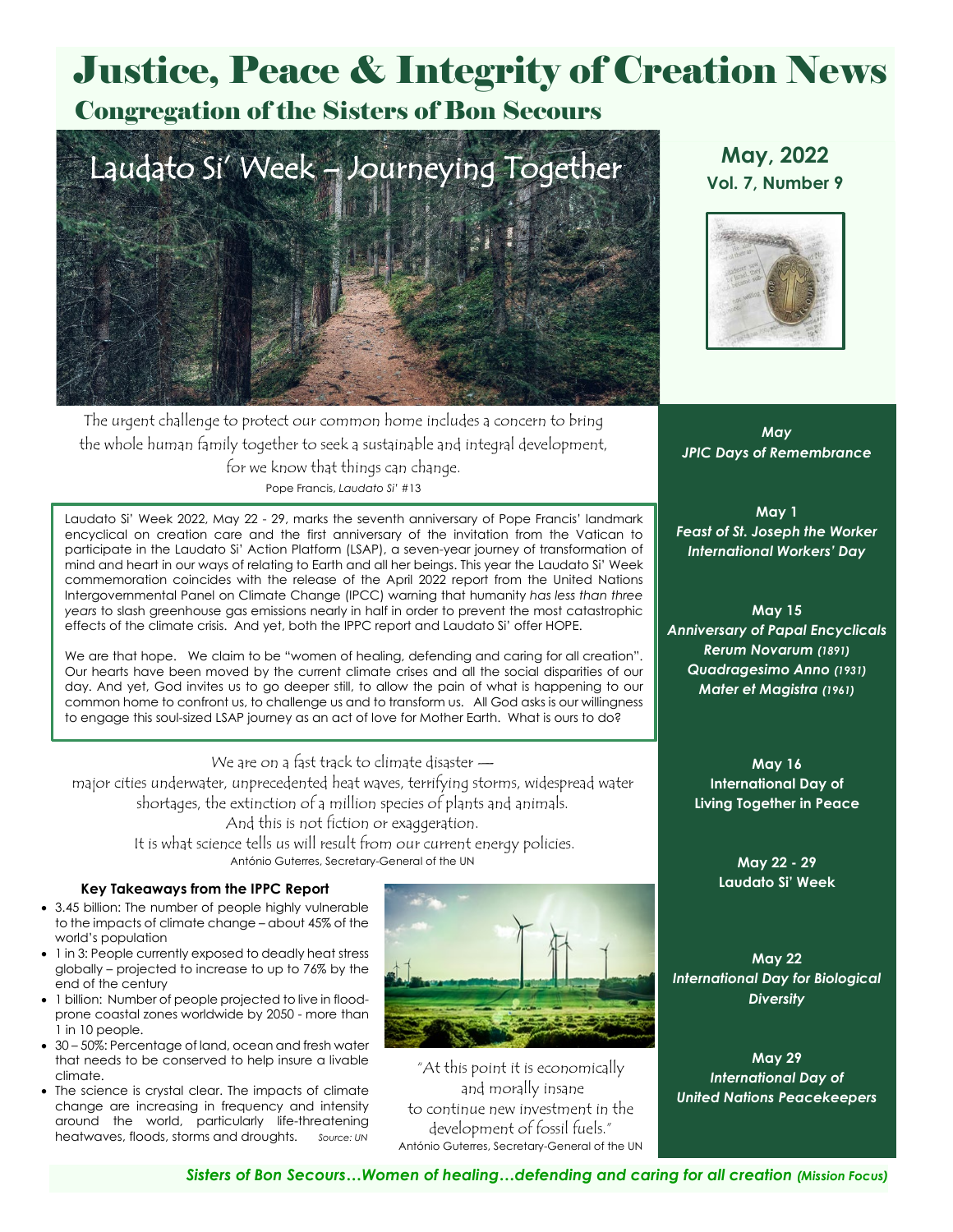# Justice, Peace & Integrity of Creation News

## Congregation of the Sisters of Bon Secours

**May, 2022**
**Vol. 7, Number 9**

## Laudato Si' Week – Journeying Together

The urgent challenge to protect our common home includes a concern to bring the whole human family together to seek a sustainable and integral development, for we know that things can change.

Pope Francis, *Laudato Si'* #13

Laudato Si' Week 2022, May 22 - 29, marks the seventh anniversary of Pope Francis' landmark encyclical on creation care and the first anniversary of the invitation from the Vatican to participate in the Laudato Si' Action Platform (LSAP), a seven-year journey of transformation of mind and heart in our ways of relating to Earth and all her beings. This year the Laudato Si' Week commemoration coincides with the release of the April 2022 report from the United Nations Intergovernmental Panel on Climate Change (IPCC) warning that humanity *has less than three years* to slash greenhouse gas emissions nearly in half in order to prevent the most catastrophic effects of the climate crisis. And yet, both the IPPC report and Laudato Si' offer HOPE.

We are that hope. We claim to be "women of healing, defending and caring for all creation". Our hearts have been moved by the current climate crises and all the social disparities of our day. And yet, God invites us to go deeper still, to allow the pain of what is happening to our common home to confront us, to challenge us and to transform us. All God asks is our willingness to engage this soul-sized LSAP journey as an act of love for Mother Earth. What is ours to do?

We are on a fast track to climate disaster —
major cities underwater, unprecedented heat waves, terrifying storms, widespread water shortages, the extinction of a million species of plants and animals.
And this is not fiction or exaggeration.
It is what science tells us will result from our current energy policies.

António Guterres, Secretary-General of the UN

### Key Takeaways from the IPPC Report

- 3.45 billion: The number of people highly vulnerable to the impacts of climate change – about 45% of the world's population
- 1 in 3: People currently exposed to deadly heat stress globally – projected to increase to up to 76% by the end of the century
- 1 billion: Number of people projected to live in flood-prone coastal zones worldwide by 2050 - more than 1 in 10 people.
- 30 – 50%: Percentage of land, ocean and fresh water that needs to be conserved to help insure a livable climate.
- The science is crystal clear. The impacts of climate change are increasing in frequency and intensity around the world, particularly life-threatening heatwaves, floods, storms and droughts. *Source: UN*

"At this point it is economically and morally insane to continue new investment in the development of fossil fuels."

António Guterres, Secretary-General of the UN

### *May JPIC Days of Remembrance*

**May 1**
***Feast of St. Joseph the Worker***
***International Workers' Day***

**May 15**
***Anniversary of Papal Encyclicals***
***Rerum Novarum (1891)***
***Quadragesimo Anno (1931)***
***Mater et Magistra (1961)***

**May 16**
**International Day of Living Together in Peace**

**May 22 - 29**
**Laudato Si' Week**

**May 22**
***International Day for Biological Diversity***

**May 29**
***International Day of United Nations Peacekeepers***

***Sisters of Bon Secours…Women of healing…defending and caring for all creation (Mission Focus)***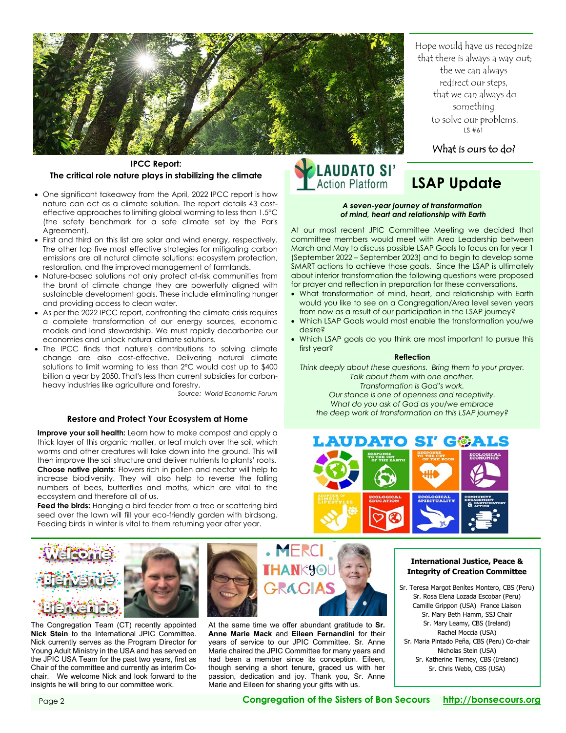Hope would have us recognize
that there is always a way out;
the we can always
redirect our steps,
that we can always do
something
to solve our problems.
LS #61

What is ours to do?

## IPCC Report: The critical role nature plays in stabilizing the climate

- One significant takeaway from the April, 2022 IPCC report is how nature can act as a climate solution. The report details 43 cost-effective approaches to limiting global warming to less than 1.5°C (the safety benchmark for a safe climate set by the Paris Agreement).
- First and third on this list are solar and wind energy, respectively. The other top five most effective strategies for mitigating carbon emissions are all natural climate solutions: ecosystem protection, restoration, and the improved management of farmlands.
- Nature-based solutions not only protect at-risk communities from the brunt of climate change they are powerfully aligned with sustainable development goals. These include eliminating hunger and providing access to clean water.
- As per the 2022 IPCC report, confronting the climate crisis requires a complete transformation of our energy sources, economic models and land stewardship. We must rapidly decarbonize our economies and unlock natural climate solutions.
- The IPCC finds that nature's contributions to solving climate change are also cost-effective. Delivering natural climate solutions to limit warming to less than 2°C would cost up to $400 billion a year by 2050. That's less than current subsidies for carbon-heavy industries like agriculture and forestry.

Source: *World Economic Forum*

## Restore and Protect Your Ecosystem at Home

**Improve your soil health:** Learn how to make compost and apply a thick layer of this organic matter, or leaf mulch over the soil, which worms and other creatures will take down into the ground. This will then improve the soil structure and deliver nutrients to plants' roots. **Choose native plants**: Flowers rich in pollen and nectar will help to increase biodiversity. They will also help to reverse the falling numbers of bees, butterflies and moths, which are vital to the ecosystem and therefore all of us.
**Feed the birds:** Hanging a bird feeder from a tree or scattering bird seed over the lawn will fill your eco-friendly garden with birdsong. Feeding birds in winter is vital to them returning year after year.

LAUDATO SI' Action Platform

## LSAP Update

***A seven-year journey of transformation of mind, heart and relationship with Earth***

At our most recent JPIC Committee Meeting we decided that committee members would meet with Area Leadership between March and May to discuss possible LSAP Goals to focus on for year 1 (September 2022 – September 2023) and to begin to develop some SMART actions to achieve those goals. Since the LSAP is ultimately about interior transformation the following questions were proposed for prayer and reflection in preparation for these conversations.

- What transformation of mind, heart, and relationship with Earth would you like to see on a Congregation/Area level seven years from now as a result of our participation in the LSAP journey?
- Which LSAP Goals would most enable the transformation you/we desire?
- Which LSAP goals do you think are most important to pursue this first year?

**Reflection**

*Think deeply about these questions. Bring them to your prayer.*
*Talk about them with one another.*
*Transformation is God's work.*
*Our stance is one of openness and receptivity.*
*What do you ask of God as you/we embrace*
*the deep work of transformation on this LSAP journey?*

LAUDATO SI' GOALS

Response to the Cry of the Earth
Response to the Cry of the Poor
Ecological Economics
Adoption of Simple Lifestyles
Ecological Education
Ecological Spirituality
Community Engagement & Participatory Action

Welcome
Bienvenue
Bienvenido

The Congregation Team (CT) recently appointed **Nick Stein** to the International JPIC Committee. Nick currently serves as the Program Director for Young Adult Ministry in the USA and has served on the JPIC USA Team for the past two years, first as Chair of the committee and currently as interim Co-chair. We welcome Nick and look forward to the insights he will bring to our committee work.

Merci
Thank You
Gracias

At the same time we offer abundant gratitude to **Sr. Anne Marie Mack** and **Eileen Fernandini** for their years of service to our JPIC Committee. Sr. Anne Marie chaired the JPIC Committee for many years and had been a member since its conception. Eileen, though serving a short tenure, graced us with her passion, dedication and joy. Thank you, Sr. Anne Marie and Eileen for sharing your gifts with us.

### International Justice, Peace & Integrity of Creation Committee

Sr. Teresa Margot Benítes Montero, CBS (Peru)
Sr. Rosa Elena Lozada Escobar (Peru)
Camille Grippon (USA) France Liaison
Sr. Mary Beth Hamm, SSJ Chair
Sr. Mary Leamy, CBS (Ireland)
Rachel Moccia (USA)
Sr. Maria Pintado Peña, CBS (Peru) Co-chair
Nicholas Stein (USA)
Sr. Katherine Tierney, CBS (Ireland)
Sr. Chris Webb, CBS (USA)

Congregation of the Sisters of Bon Secours http://bonsecours.org